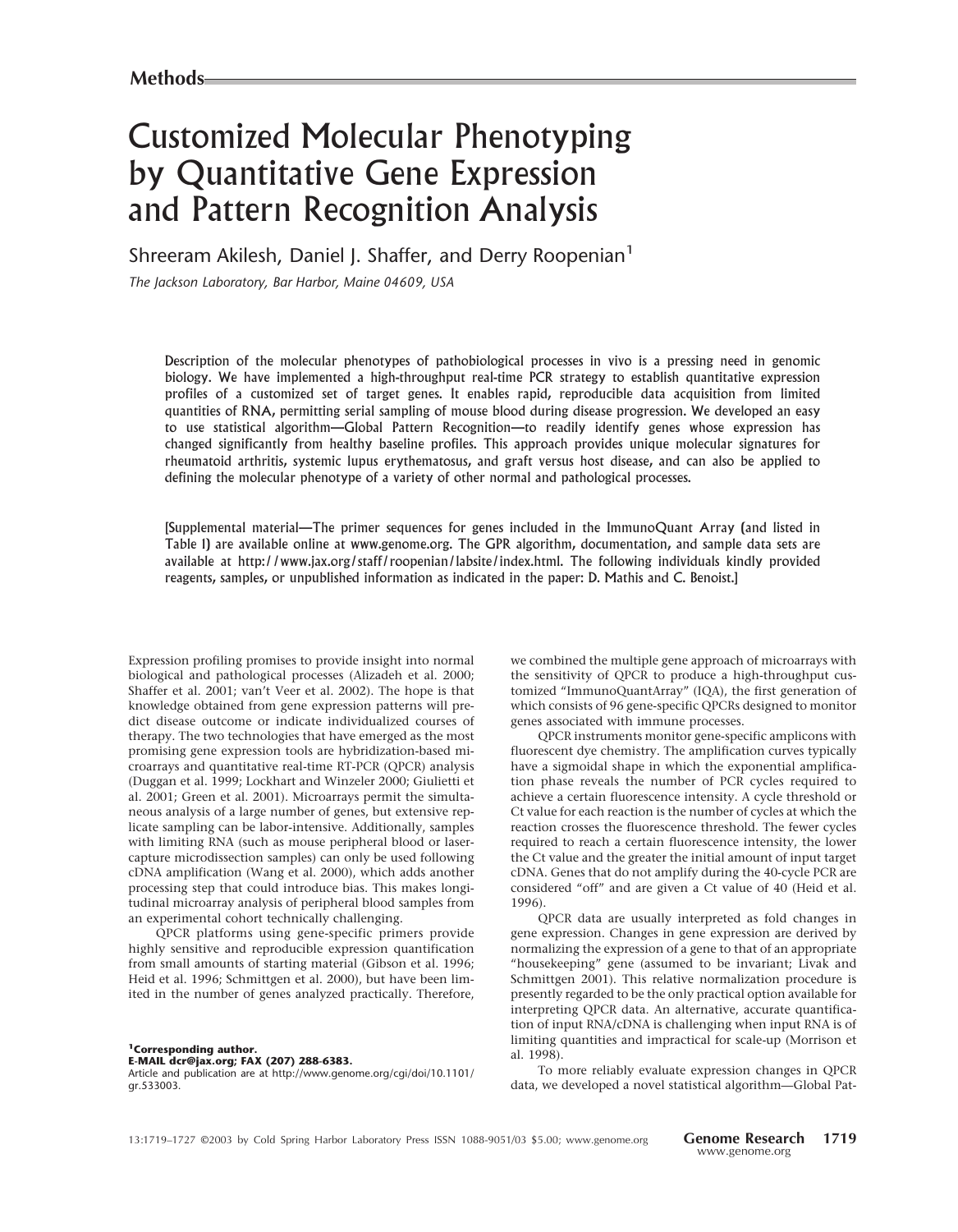Methods

# Customized Molecular Phenotyping by Quantitative Gene Expression and Pattern Recognition Analysis

Shreeram Akilesh, Daniel J. Shaffer, and Derry Roopenian[1]

*The Jackson Laboratory, Bar Harbor, Maine 04609, USA*

**Description of the molecular phenotypes of pathobiological processes in vivo is a pressing need in genomic biology. We have implemented a high-throughput real-time PCR strategy to establish quantitative expression profiles of a customized set of target genes. It enables rapid, reproducible data acquisition from limited quantities of RNA, permitting serial sampling of mouse blood during disease progression. We developed an easy to use statistical algorithm—Global Pattern Recognition—to readily identify genes whose expression has changed significantly from healthy baseline profiles. This approach provides unique molecular signatures for rheumatoid arthritis, systemic lupus erythematosus, and graft versus host disease, and can also be applied to defining the molecular phenotype of a variety of other normal and pathological processes.**

[Supplemental material—The primer sequences for genes included in the ImmunoQuant Array (and listed in Table 1) are available online at www.genome.org. The GPR algorithm, documentation, and sample data sets are available at http://www.jax.org/staff/roopenian/labsite/index.html. The following individuals kindly provided reagents, samples, or unpublished information as indicated in the paper: D. Mathis and C. Benoist.]

Expression profiling promises to provide insight into normal biological and pathological processes (Alizadeh et al. 2000; Shaffer et al. 2001; van't Veer et al. 2002). The hope is that knowledge obtained from gene expression patterns will predict disease outcome or indicate individualized courses of therapy. The two technologies that have emerged as the most promising gene expression tools are hybridization-based microarrays and quantitative real-time RT-PCR (QPCR) analysis (Duggan et al. 1999; Lockhart and Winzeler 2000; Giulietti et al. 2001; Green et al. 2001). Microarrays permit the simultaneous analysis of a large number of genes, but extensive replicate sampling can be labor-intensive. Additionally, samples with limiting RNA (such as mouse peripheral blood or laser-capture microdissection samples) can only be used following cDNA amplification (Wang et al. 2000), which adds another processing step that could introduce bias. This makes longitudinal microarray analysis of peripheral blood samples from an experimental cohort technically challenging.

QPCR platforms using gene-specific primers provide highly sensitive and reproducible expression quantification from small amounts of starting material (Gibson et al. 1996; Heid et al. 1996; Schmittgen et al. 2000), but have been limited in the number of genes analyzed practically. Therefore, we combined the multiple gene approach of microarrays with the sensitivity of QPCR to produce a high-throughput customized "ImmunoQuantArray" (IQA), the first generation of which consists of 96 gene-specific QPCRs designed to monitor genes associated with immune processes.

QPCR instruments monitor gene-specific amplicons with fluorescent dye chemistry. The amplification curves typically have a sigmoidal shape in which the exponential amplification phase reveals the number of PCR cycles required to achieve a certain fluorescence intensity. A cycle threshold or Ct value for each reaction is the number of cycles at which the reaction crosses the fluorescence threshold. The fewer cycles required to reach a certain fluorescence intensity, the lower the Ct value and the greater the initial amount of input target cDNA. Genes that do not amplify during the 40-cycle PCR are considered "off" and are given a Ct value of 40 (Heid et al. 1996).

QPCR data are usually interpreted as fold changes in gene expression. Changes in gene expression are derived by normalizing the expression of a gene to that of an appropriate "housekeeping" gene (assumed to be invariant; Livak and Schmittgen 2001). This relative normalization procedure is presently regarded to be the only practical option available for interpreting QPCR data. An alternative, accurate quantification of input RNA/cDNA is challenging when input RNA is of limiting quantities and impractical for scale-up (Morrison et al. 1998).

To more reliably evaluate expression changes in QPCR data, we developed a novel statistical algorithm—Global Pat-

[1]**Corresponding author.**
**E-MAIL dcr@jax.org; FAX (207) 288-6383.**
Article and publication are at http://www.genome.org/cgi/doi/10.1101/gr.533003.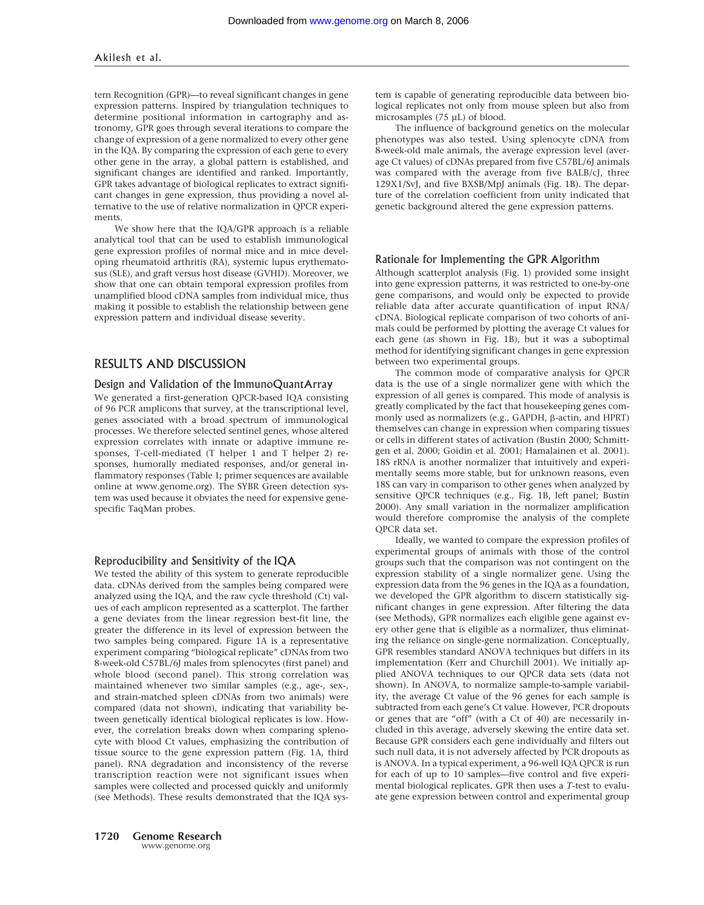tern Recognition (GPR)—to reveal significant changes in gene expression patterns. Inspired by triangulation techniques to determine positional information in cartography and astronomy, GPR goes through several iterations to compare the change of expression of a gene normalized to every other gene in the IQA. By comparing the expression of each gene to every other gene in the array, a global pattern is established, and significant changes are identified and ranked. Importantly, GPR takes advantage of biological replicates to extract significant changes in gene expression, thus providing a novel alternative to the use of relative normalization in QPCR experiments.

We show here that the IQA/GPR approach is a reliable analytical tool that can be used to establish immunological gene expression profiles of normal mice and in mice developing rheumatoid arthritis (RA), systemic lupus erythematosus (SLE), and graft versus host disease (GVHD). Moreover, we show that one can obtain temporal expression profiles from unamplified blood cDNA samples from individual mice, thus making it possible to establish the relationship between gene expression pattern and individual disease severity.

## RESULTS AND DISCUSSION

### Design and Validation of the ImmunoQuantArray

We generated a first-generation QPCR-based IQA consisting of 96 PCR amplicons that survey, at the transcriptional level, genes associated with a broad spectrum of immunological processes. We therefore selected sentinel genes, whose altered expression correlates with innate or adaptive immune responses, T-cell-mediated (T helper 1 and T helper 2) responses, humorally mediated responses, and/or general inflammatory responses (Table 1; primer sequences are available online at www.genome.org). The SYBR Green detection system was used because it obviates the need for expensive gene-specific TaqMan probes.

### Reproducibility and Sensitivity of the IQA

We tested the ability of this system to generate reproducible data. cDNAs derived from the samples being compared were analyzed using the IQA, and the raw cycle threshold (Ct) values of each amplicon represented as a scatterplot. The farther a gene deviates from the linear regression best-fit line, the greater the difference in its level of expression between the two samples being compared. Figure 1A is a representative experiment comparing "biological replicate" cDNAs from two 8-week-old C57BL/6J males from splenocytes (first panel) and whole blood (second panel). This strong correlation was maintained whenever two similar samples (e.g., age-, sex-, and strain-matched spleen cDNAs from two animals) were compared (data not shown), indicating that variability between genetically identical biological replicates is low. However, the correlation breaks down when comparing splenocyte with blood Ct values, emphasizing the contribution of tissue source to the gene expression pattern (Fig. 1A, third panel). RNA degradation and inconsistency of the reverse transcription reaction were not significant issues when samples were collected and processed quickly and uniformly (see Methods). These results demonstrated that the IQA system is capable of generating reproducible data between biological replicates not only from mouse spleen but also from microsamples (75 µL) of blood.

The influence of background genetics on the molecular phenotypes was also tested. Using splenocyte cDNA from 8-week-old male animals, the average expression level (average Ct values) of cDNAs prepared from five C57BL/6J animals was compared with the average from five BALB/cJ, three 129X1/SvJ, and five BXSB/MpJ animals (Fig. 1B). The departure of the correlation coefficient from unity indicated that genetic background altered the gene expression patterns.

### Rationale for Implementing the GPR Algorithm

Although scatterplot analysis (Fig. 1) provided some insight into gene expression patterns, it was restricted to one-by-one gene comparisons, and would only be expected to provide reliable data after accurate quantification of input RNA/cDNA. Biological replicate comparison of two cohorts of animals could be performed by plotting the average Ct values for each gene (as shown in Fig. 1B), but it was a suboptimal method for identifying significant changes in gene expression between two experimental groups.

The common mode of comparative analysis for QPCR data is the use of a single normalizer gene with which the expression of all genes is compared. This mode of analysis is greatly complicated by the fact that housekeeping genes commonly used as normalizers (e.g., GAPDH, β-actin, and HPRT) themselves can change in expression when comparing tissues or cells in different states of activation (Bustin 2000; Schmittgen et al. 2000; Goidin et al. 2001; Hamalainen et al. 2001). 18S rRNA is another normalizer that intuitively and experimentally seems more stable, but for unknown reasons, even 18S can vary in comparison to other genes when analyzed by sensitive QPCR techniques (e.g., Fig. 1B, left panel; Bustin 2000). Any small variation in the normalizer amplification would therefore compromise the analysis of the complete QPCR data set.

Ideally, we wanted to compare the expression profiles of experimental groups of animals with those of the control groups such that the comparison was not contingent on the expression stability of a single normalizer gene. Using the expression data from the 96 genes in the IQA as a foundation, we developed the GPR algorithm to discern statistically significant changes in gene expression. After filtering the data (see Methods), GPR normalizes each eligible gene against every other gene that is eligible as a normalizer, thus eliminating the reliance on single-gene normalization. Conceptually, GPR resembles standard ANOVA techniques but differs in its implementation (Kerr and Churchill 2001). We initially applied ANOVA techniques to our QPCR data sets (data not shown). In ANOVA, to normalize sample-to-sample variability, the average Ct value of the 96 genes for each sample is subtracted from each gene's Ct value. However, PCR dropouts or genes that are "off" (with a Ct of 40) are necessarily included in this average, adversely skewing the entire data set. Because GPR considers each gene individually and filters out such null data, it is not adversely affected by PCR dropouts as is ANOVA. In a typical experiment, a 96-well IQA QPCR is run for each of up to 10 samples—five control and five experimental biological replicates. GPR then uses a *T*-test to evaluate gene expression between control and experimental group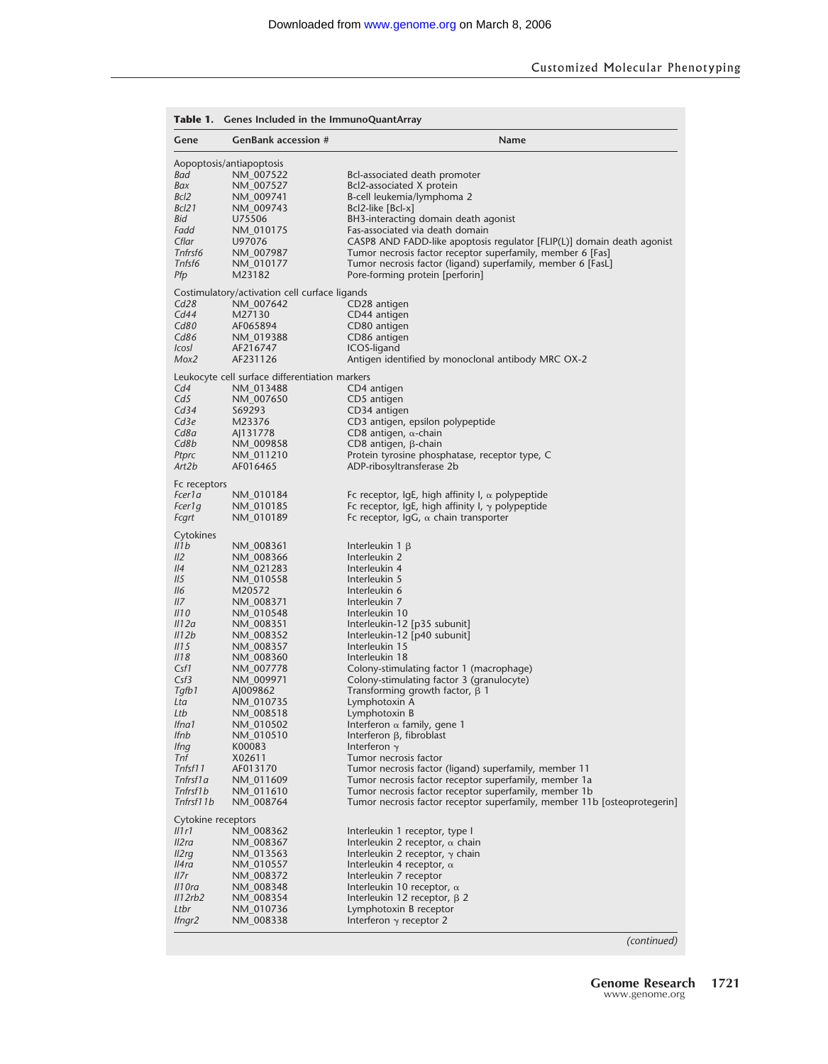**Table 1.** Genes Included in the ImmunoQuantArray

| Gene | GenBank accession # | Name |
|---|---|---|
| Aopoptosis/antiapoptosis | | |
| *Bad* | NM_007522 | Bcl-associated death promoter |
| *Bax* | NM_007527 | Bcl2-associated X protein |
| *Bcl2* | NM_009741 | B-cell leukemia/lymphoma 2 |
| *Bcl21* | NM_009743 | Bcl2-like [Bcl-x] |
| *Bid* | U75506 | BH3-interacting domain death agonist |
| *Fadd* | NM_010175 | Fas-associated via death domain |
| *Cflar* | U97076 | CASP8 AND FADD-like apoptosis regulator [FLIP(L)] domain death agonist |
| *Tnfrsf6* | NM_007987 | Tumor necrosis factor receptor superfamily, member 6 [Fas] |
| *Tnfsf6* | NM_010177 | Tumor necrosis factor (ligand) superfamily, member 6 [FasL] |
| *Pfp* | M23182 | Pore-forming protein [perforin] |
| Costimulatory/activation cell curface ligands | | |
| *Cd28* | NM_007642 | CD28 antigen |
| *Cd44* | M27130 | CD44 antigen |
| *Cd80* | AF065894 | CD80 antigen |
| *Cd86* | NM_019388 | CD86 antigen |
| *Icosl* | AF216747 | ICOS-ligand |
| *Mox2* | AF231126 | Antigen identified by monoclonal antibody MRC OX-2 |
| Leukocyte cell surface differentiation markers | | |
| *Cd4* | NM_013488 | CD4 antigen |
| *Cd5* | NM_007650 | CD5 antigen |
| *Cd34* | S69293 | CD34 antigen |
| *Cd3e* | M23376 | CD3 antigen, epsilon polypeptide |
| *Cd8a* | AJ131778 | CD8 antigen, α-chain |
| *Cd8b* | NM_009858 | CD8 antigen, β-chain |
| *Ptprc* | NM_011210 | Protein tyrosine phosphatase, receptor type, C |
| *Art2b* | AF016465 | ADP-ribosyltransferase 2b |
| Fc receptors | | |
| *Fcer1a* | NM_010184 | Fc receptor, IgE, high affinity I, α polypeptide |
| *Fcer1g* | NM_010185 | Fc receptor, IgE, high affinity I, γ polypeptide |
| *Fcgrt* | NM_010189 | Fc receptor, IgG, α chain transporter |
| Cytokines | | |
| *Il1b* | NM_008361 | Interleukin 1 β |
| *Il2* | NM_008366 | Interleukin 2 |
| *Il4* | NM_021283 | Interleukin 4 |
| *Il5* | NM_010558 | Interleukin 5 |
| *Il6* | M20572 | Interleukin 6 |
| *Il7* | NM_008371 | Interleukin 7 |
| *Il10* | NM_010548 | Interleukin 10 |
| *Il12a* | NM_008351 | Interleukin-12 [p35 subunit] |
| *Il12b* | NM_008352 | Interleukin-12 [p40 subunit] |
| *Il15* | NM_008357 | Interleukin 15 |
| *Il18* | NM_008360 | Interleukin 18 |
| *Csf1* | NM_007778 | Colony-stimulating factor 1 (macrophage) |
| *Csf3* | NM_009971 | Colony-stimulating factor 3 (granulocyte) |
| *Tgfb1* | AJ009862 | Transforming growth factor, β 1 |
| *Lta* | NM_010735 | Lymphotoxin A |
| *Ltb* | NM_008518 | Lymphotoxin B |
| *Ifna1* | NM_010502 | Interferon α family, gene 1 |
| *Ifnb* | NM_010510 | Interferon β, fibroblast |
| *Ifng* | K00083 | Interferon γ |
| *Tnf* | X02611 | Tumor necrosis factor |
| *Tnfsf11* | AF013170 | Tumor necrosis factor (ligand) superfamily, member 11 |
| *Tnfrsf1a* | NM_011609 | Tumor necrosis factor receptor superfamily, member 1a |
| *Tnfrsf1b* | NM_011610 | Tumor necrosis factor receptor superfamily, member 1b |
| *Tnfrsf11b* | NM_008764 | Tumor necrosis factor receptor superfamily, member 11b [osteoprotegerin] |
| Cytokine receptors | | |
| *Il1r1* | NM_008362 | Interleukin 1 receptor, type I |
| *Il2ra* | NM_008367 | Interleukin 2 receptor, α chain |
| *Il2rg* | NM_013563 | Interleukin 2 receptor, γ chain |
| *Il4ra* | NM_010557 | Interleukin 4 receptor, α |
| *Il7r* | NM_008372 | Interleukin 7 receptor |
| *Il10ra* | NM_008348 | Interleukin 10 receptor, α |
| *Il12rb2* | NM_008354 | Interleukin 12 receptor, β 2 |
| *Ltbr* | NM_010736 | Lymphotoxin B receptor |
| *Ifngr2* | NM_008338 | Interferon γ receptor 2 |

*(continued)*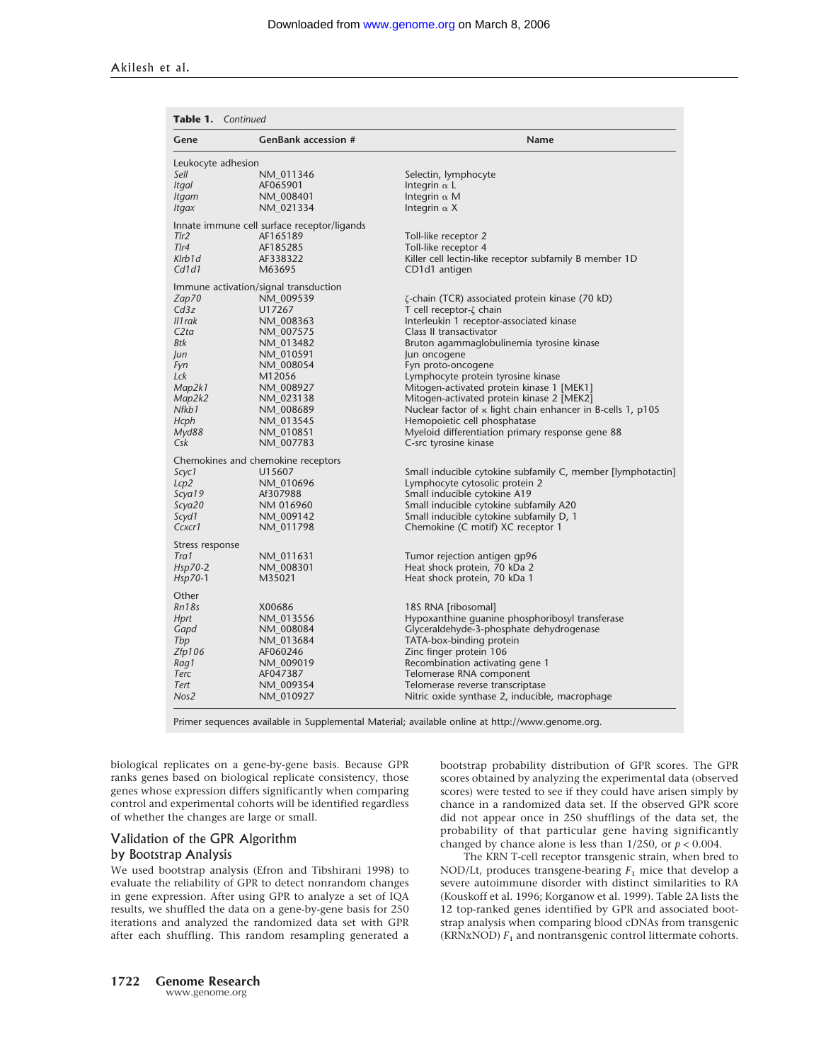**Table 1.** *Continued*

| Gene | GenBank accession # | Name |
|---|---|---|
| Leukocyte adhesion | | |
| *Sell* | NM_011346 | Selectin, lymphocyte |
| *Itgal* | AF065901 | Integrin α L |
| *Itgam* | NM_008401 | Integrin α M |
| *Itgax* | NM_021334 | Integrin α X |
| Innate immune cell surface receptor/ligands | | |
| *Tlr2* | AF165189 | Toll-like receptor 2 |
| *Tlr4* | AF185285 | Toll-like receptor 4 |
| *Klrb1d* | AF338322 | Killer cell lectin-like receptor subfamily B member 1D |
| *Cd1d1* | M63695 | CD1d1 antigen |
| Immune activation/signal transduction | | |
| *Zap70* | NM_009539 | ζ-chain (TCR) associated protein kinase (70 kD) |
| *Cd3z* | U17267 | T cell receptor-ζ chain |
| *Il1rak* | NM_008363 | Interleukin 1 receptor-associated kinase |
| *C2ta* | NM_007575 | Class II transactivator |
| *Btk* | NM_013482 | Bruton agammaglobulinemia tyrosine kinase |
| *Jun* | NM_010591 | Jun oncogene |
| *Fyn* | NM_008054 | Fyn proto-oncogene |
| *Lck* | M12056 | Lymphocyte protein tyrosine kinase |
| *Map2k1* | NM_008927 | Mitogen-activated protein kinase 1 [MEK1] |
| *Map2k2* | NM_023138 | Mitogen-activated protein kinase 2 [MEK2] |
| *Nfkb1* | NM_008689 | Nuclear factor of κ light chain enhancer in B-cells 1, p105 |
| *Hcph* | NM_013545 | Hemopoietic cell phosphatase |
| *Myd88* | NM_010851 | Myeloid differentiation primary response gene 88 |
| *Csk* | NM_007783 | C-src tyrosine kinase |
| Chemokines and chemokine receptors | | |
| *Scyc1* | U15607 | Small inducible cytokine subfamily C, member [lymphotactin] |
| *Lcp2* | NM_010696 | Lymphocyte cytosolic protein 2 |
| *Scya19* | Af307988 | Small inducible cytokine A19 |
| *Scya20* | NM 016960 | Small inducible cytokine subfamily A20 |
| *Scyd1* | NM_009142 | Small inducible cytokine subfamily D, 1 |
| *Ccxcr1* | NM_011798 | Chemokine (C motif) XC receptor 1 |
| Stress response | | |
| *Tra1* | NM_011631 | Tumor rejection antigen gp96 |
| *Hsp70-2* | NM_008301 | Heat shock protein, 70 kDa 2 |
| *Hsp70-1* | M35021 | Heat shock protein, 70 kDa 1 |
| Other | | |
| *Rn18s* | X00686 | 18S RNA [ribosomal] |
| *Hprt* | NM_013556 | Hypoxanthine guanine phosphoribosyl transferase |
| *Gapd* | NM_008084 | Glyceraldehyde-3-phosphate dehydrogenase |
| *Tbp* | NM_013684 | TATA-box-binding protein |
| *Zfp106* | AF060246 | Zinc finger protein 106 |
| *Rag1* | NM_009019 | Recombination activating gene 1 |
| *Terc* | AF047387 | Telomerase RNA component |
| *Tert* | NM_009354 | Telomerase reverse transcriptase |
| *Nos2* | NM_010927 | Nitric oxide synthase 2, inducible, macrophage |

Primer sequences available in Supplemental Material; available online at http://www.genome.org.

biological replicates on a gene-by-gene basis. Because GPR ranks genes based on biological replicate consistency, those genes whose expression differs significantly when comparing control and experimental cohorts will be identified regardless of whether the changes are large or small.

## Validation of the GPR Algorithm by Bootstrap Analysis

We used bootstrap analysis (Efron and Tibshirani 1998) to evaluate the reliability of GPR to detect nonrandom changes in gene expression. After using GPR to analyze a set of IQA results, we shuffled the data on a gene-by-gene basis for 250 iterations and analyzed the randomized data set with GPR after each shuffling. This random resampling generated a bootstrap probability distribution of GPR scores. The GPR scores obtained by analyzing the experimental data (observed scores) were tested to see if they could have arisen simply by chance in a randomized data set. If the observed GPR score did not appear once in 250 shufflings of the data set, the probability of that particular gene having significantly changed by chance alone is less than 1/250, or $p < 0.004$.

The KRN T-cell receptor transgenic strain, when bred to NOD/Lt, produces transgene-bearing $F_1$ mice that develop a severe autoimmune disorder with distinct similarities to RA (Kouskoff et al. 1996; Korganow et al. 1999). Table 2A lists the 12 top-ranked genes identified by GPR and associated bootstrap analysis when comparing blood cDNAs from transgenic (KRNxNOD) $F_1$ and nontransgenic control littermate cohorts.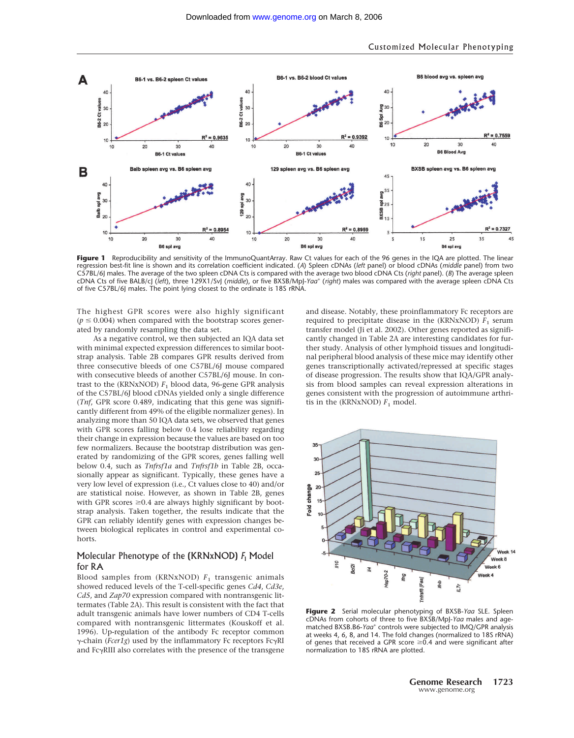**Figure 1** Reproducibility and sensitivity of the ImmunoQuantArray. Raw Ct values for each of the 96 genes in the IQA are plotted. The linear regression best-fit line is shown and its correlation coefficient indicated. (*A*) Spleen cDNAs (*left* panel) or blood cDNAs (*middle* panel) from two C57BL/6J males. The average of the two spleen cDNA Cts is compared with the average two blood cDNA Cts (*right* panel). (*B*) The average spleen cDNA Cts of five BALB/cJ (*left*), three 129X1/SvJ (*middle*), or five BXSB/MpJ-*Yaa*$^+$ (*right*) males was compared with the average spleen cDNA Cts of five C57BL/6J males. The point lying closest to the ordinate is 18S rRNA.

The highest GPR scores were also highly significant ($p \leq 0.004$) when compared with the bootstrap scores generated by randomly resampling the data set.

As a negative control, we then subjected an IQA data set with minimal expected expression differences to similar bootstrap analysis. Table 2B compares GPR results derived from three consecutive bleeds of one C57BL/6J mouse compared with consecutive bleeds of another C57BL/6J mouse. In contrast to the (KRNxNOD) $F_1$ blood data, 96-gene GPR analysis of the C57BL/6J blood cDNAs yielded only a single difference (*Tnf*, GPR score 0.489, indicating that this gene was significantly different from 49% of the eligible normalizer genes). In analyzing more than 50 IQA data sets, we observed that genes with GPR scores falling below 0.4 lose reliability regarding their change in expression because the values are based on too few normalizers. Because the bootstrap distribution was generated by randomizing of the GPR scores, genes falling well below 0.4, such as *Tnfrsf1a* and *Tnfrsf1b* in Table 2B, occasionally appear as significant. Typically, these genes have a very low level of expression (i.e., Ct values close to 40) and/or are statistical noise. However, as shown in Table 2B, genes with GPR scores ≥0.4 are always highly significant by bootstrap analysis. Taken together, the results indicate that the GPR can reliably identify genes with expression changes between biological replicates in control and experimental cohorts.

## Molecular Phenotype of the (KRNxNOD) $F_1$ Model for RA

Blood samples from (KRNxNOD) $F_1$ transgenic animals showed reduced levels of the T-cell-specific genes *Cd4*, *Cd3e*, *Cd5*, and *Zap70* expression compared with nontransgenic littermates (Table 2A). This result is consistent with the fact that adult transgenic animals have lower numbers of CD4 T-cells compared with nontransgenic littermates (Kouskoff et al. 1996). Up-regulation of the antibody Fc receptor common γ-chain (*Fcer1g*) used by the inflammatory Fc receptors FcγRI and FcγRIII also correlates with the presence of the transgene and disease. Notably, these proinflammatory Fc receptors are required to precipitate disease in the (KRNxNOD) $F_1$ serum transfer model (Ji et al. 2002). Other genes reported as significantly changed in Table 2A are interesting candidates for further study. Analysis of other lymphoid tissues and longitudinal peripheral blood analysis of these mice may identify other genes transcriptionally activated/repressed at specific stages of disease progression. The results show that IQA/GPR analysis from blood samples can reveal expression alterations in genes consistent with the progression of autoimmune arthritis in the (KRNxNOD) $F_1$ model.

**Figure 2** Serial molecular phenotyping of BXSB-*Yaa* SLE. Spleen cDNAs from cohorts of three to five BXSB/MpJ-*Yaa* males and age-matched BXSB.B6-*Yaa*$^+$ controls were subjected to IMQ/GPR analysis at weeks 4, 6, 8, and 14. The fold changes (normalized to 18S rRNA) of genes that received a GPR score ≥0.4 and were significant after normalization to 18S rRNA are plotted.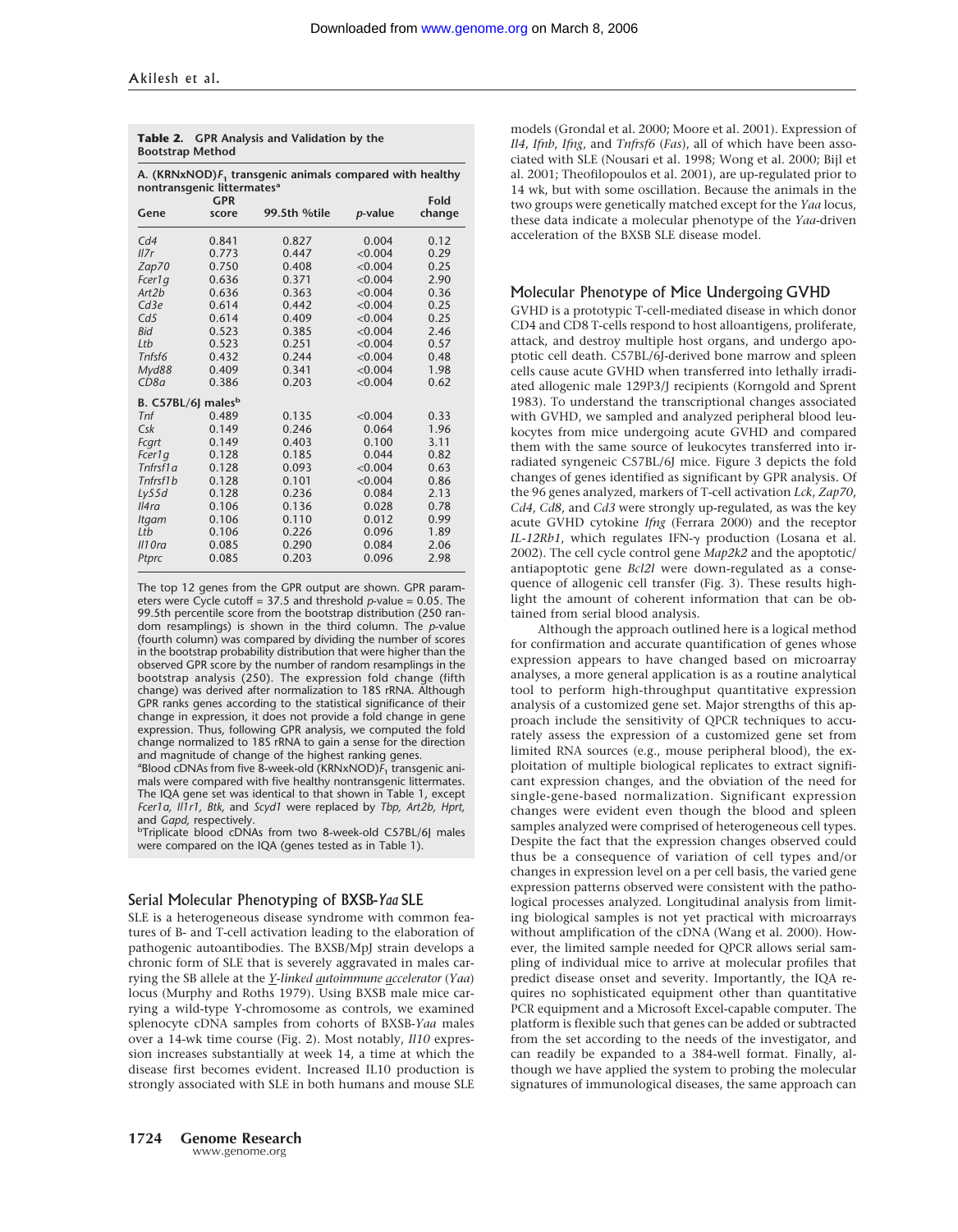**Table 2.** GPR Analysis and Validation by the Bootstrap Method

| Gene | GPR score | 99.5th %tile | *p*-value | Fold change |
|---|---|---|---|---|
| **A. (KRNxNOD)$F_1$ transgenic animals compared with healthy nontransgenic littermates[a]** | | | | |
| *Cd4* | 0.841 | 0.827 | 0.004 | 0.12 |
| *Il7r* | 0.773 | 0.447 | <0.004 | 0.29 |
| *Zap70* | 0.750 | 0.408 | <0.004 | 0.25 |
| *Fcer1g* | 0.636 | 0.371 | <0.004 | 2.90 |
| *Art2b* | 0.636 | 0.363 | <0.004 | 0.36 |
| *Cd3e* | 0.614 | 0.442 | <0.004 | 0.25 |
| *Cd5* | 0.614 | 0.409 | <0.004 | 0.25 |
| *Bid* | 0.523 | 0.385 | <0.004 | 2.46 |
| *Ltb* | 0.523 | 0.251 | <0.004 | 0.57 |
| *Tnfsf6* | 0.432 | 0.244 | <0.004 | 0.48 |
| *Myd88* | 0.409 | 0.341 | <0.004 | 1.98 |
| *CD8a* | 0.386 | 0.203 | <0.004 | 0.62 |
| **B. C57BL/6J males[b]** | | | | |
| *Tnf* | 0.489 | 0.135 | <0.004 | 0.33 |
| *Csk* | 0.149 | 0.246 | 0.064 | 1.96 |
| *Fcgrt* | 0.149 | 0.403 | 0.100 | 3.11 |
| *Fcer1g* | 0.128 | 0.185 | 0.044 | 0.82 |
| *Tnfrsf1a* | 0.128 | 0.093 | <0.004 | 0.63 |
| *Tnfrsf1b* | 0.128 | 0.101 | <0.004 | 0.86 |
| *Ly55d* | 0.128 | 0.236 | 0.084 | 2.13 |
| *Il4ra* | 0.106 | 0.136 | 0.028 | 0.78 |
| *Itgam* | 0.106 | 0.110 | 0.012 | 0.99 |
| *Ltb* | 0.106 | 0.226 | 0.096 | 1.89 |
| *Il10ra* | 0.085 | 0.290 | 0.084 | 2.06 |
| *Ptprc* | 0.085 | 0.203 | 0.096 | 2.98 |

The top 12 genes from the GPR output are shown. GPR parameters were Cycle cutoff = 37.5 and threshold *p*-value = 0.05. The 99.5th percentile score from the bootstrap distribution (250 random resamplings) is shown in the third column. The *p*-value (fourth column) was compared by dividing the number of scores in the bootstrap probability distribution that were higher than the observed GPR score by the number of random resamplings in the bootstrap analysis (250). The expression fold change (fifth change) was derived after normalization to 18S rRNA. Although GPR ranks genes according to the statistical significance of their change in expression, it does not provide a fold change in gene expression. Thus, following GPR analysis, we computed the fold change normalized to 18S rRNA to gain a sense for the direction and magnitude of change of the highest ranking genes.

[a]Blood cDNAs from five 8-week-old (KRNxNOD)$F_1$ transgenic animals were compared with five healthy nontransgenic littermates. The IQA gene set was identical to that shown in Table 1, except *Fcer1a, Il1r1, Btk,* and *Scyd1* were replaced by *Tbp, Art2b, Hprt,* and *Gapd,* respectively.

[b]Triplicate blood cDNAs from two 8-week-old C57BL/6J males were compared on the IQA (genes tested as in Table 1).

## Serial Molecular Phenotyping of BXSB-*Yaa* SLE

SLE is a heterogeneous disease syndrome with common features of B- and T-cell activation leading to the elaboration of pathogenic autoantibodies. The BXSB/MpJ strain develops a chronic form of SLE that is severely aggravated in males carrying the SB allele at the *Y-linked autoimmune accelerator* (*Yaa*) locus (Murphy and Roths 1979). Using BXSB male mice carrying a wild-type Y-chromosome as controls, we examined splenocyte cDNA samples from cohorts of BXSB-*Yaa* males over a 14-wk time course (Fig. 2). Most notably, *Il10* expression increases substantially at week 14, a time at which the disease first becomes evident. Increased IL10 production is strongly associated with SLE in both humans and mouse SLE models (Grondal et al. 2000; Moore et al. 2001). Expression of *Il4*, *Ifnb*, *Ifng*, and *Tnfrsf6* (*Fas*), all of which have been associated with SLE (Nousari et al. 1998; Wong et al. 2000; Bijl et al. 2001; Theofilopoulos et al. 2001), are up-regulated prior to 14 wk, but with some oscillation. Because the animals in the two groups were genetically matched except for the *Yaa* locus, these data indicate a molecular phenotype of the *Yaa*-driven acceleration of the BXSB SLE disease model.

## Molecular Phenotype of Mice Undergoing GVHD

GVHD is a prototypic T-cell-mediated disease in which donor CD4 and CD8 T-cells respond to host alloantigens, proliferate, attack, and destroy multiple host organs, and undergo apoptotic cell death. C57BL/6J-derived bone marrow and spleen cells cause acute GVHD when transferred into lethally irradiated allogenic male 129P3/J recipients (Korngold and Sprent 1983). To understand the transcriptional changes associated with GVHD, we sampled and analyzed peripheral blood leukocytes from mice undergoing acute GVHD and compared them with the same source of leukocytes transferred into irradiated syngeneic C57BL/6J mice. Figure 3 depicts the fold changes of genes identified as significant by GPR analysis. Of the 96 genes analyzed, markers of T-cell activation *Lck*, *Zap70*, *Cd4*, *Cd8*, and *Cd3* were strongly up-regulated, as was the key acute GVHD cytokine *Ifng* (Ferrara 2000) and the receptor *IL-12Rb1*, which regulates IFN-γ production (Losana et al. 2002). The cell cycle control gene *Map2k2* and the apoptotic/antiapoptotic gene *Bcl2l* were down-regulated as a consequence of allogenic cell transfer (Fig. 3). These results highlight the amount of coherent information that can be obtained from serial blood analysis.

Although the approach outlined here is a logical method for confirmation and accurate quantification of genes whose expression appears to have changed based on microarray analyses, a more general application is as a routine analytical tool to perform high-throughput quantitative expression analysis of a customized gene set. Major strengths of this approach include the sensitivity of QPCR techniques to accurately assess the expression of a customized gene set from limited RNA sources (e.g., mouse peripheral blood), the exploitation of multiple biological replicates to extract significant expression changes, and the obviation of the need for single-gene-based normalization. Significant expression changes were evident even though the blood and spleen samples analyzed were comprised of heterogeneous cell types. Despite the fact that the expression changes observed could thus be a consequence of variation of cell types and/or changes in expression level on a per cell basis, the varied gene expression patterns observed were consistent with the pathological processes analyzed. Longitudinal analysis from limiting biological samples is not yet practical with microarrays without amplification of the cDNA (Wang et al. 2000). However, the limited sample needed for QPCR allows serial sampling of individual mice to arrive at molecular profiles that predict disease onset and severity. Importantly, the IQA requires no sophisticated equipment other than quantitative PCR equipment and a Microsoft Excel-capable computer. The platform is flexible such that genes can be added or subtracted from the set according to the needs of the investigator, and can readily be expanded to a 384-well format. Finally, although we have applied the system to probing the molecular signatures of immunological diseases, the same approach can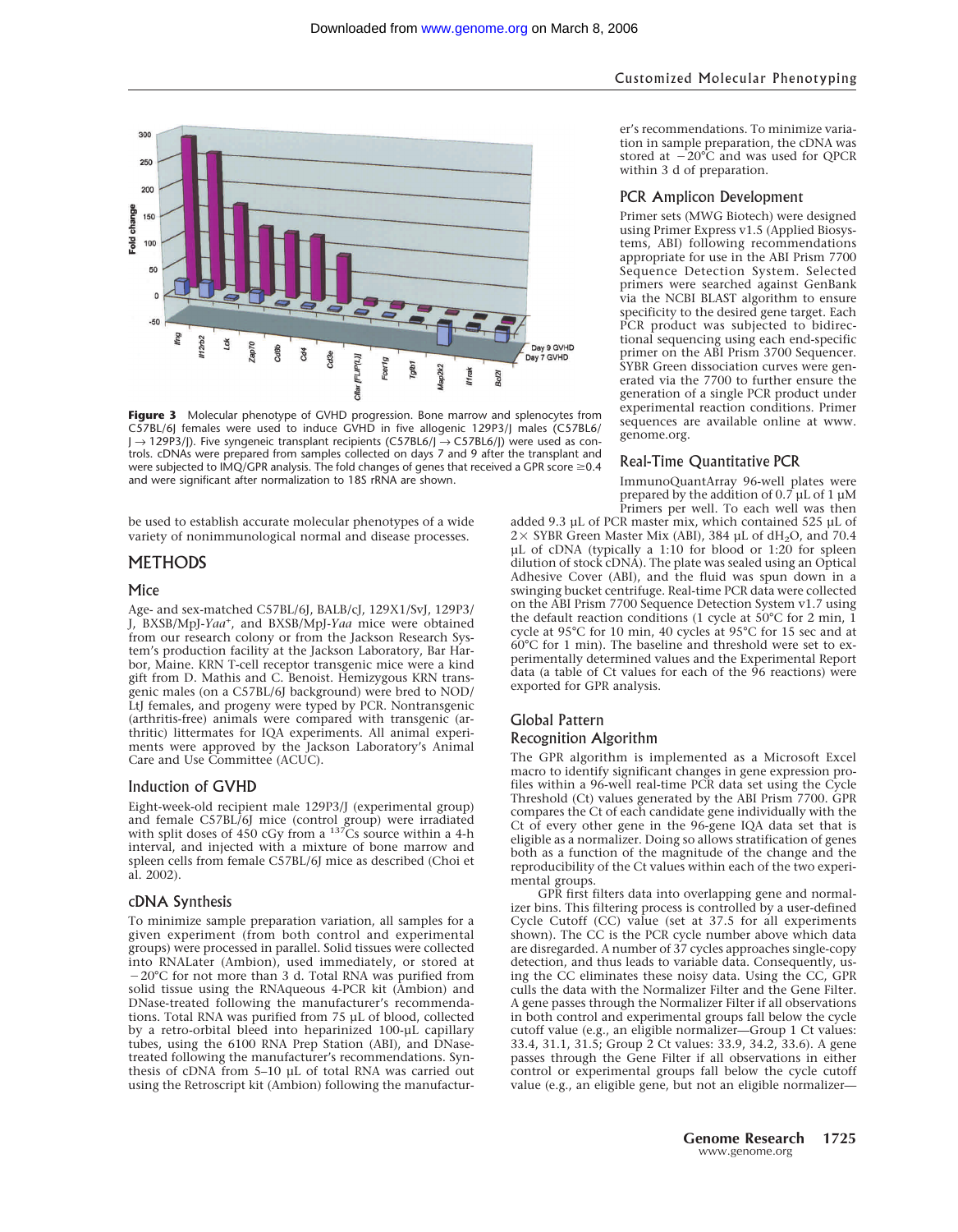**Figure 3** Molecular phenotype of GVHD progression. Bone marrow and splenocytes from C57BL/6J females were used to induce GVHD in five allogenic 129P3/J males (C57BL/6J → 129P3/J). Five syngeneic transplant recipients (C57BL6/J → C57BL6/J) were used as controls. cDNAs were prepared from samples collected on days 7 and 9 after the transplant and were subjected to IMQ/GPR analysis. The fold changes of genes that received a GPR score ≥0.4 and were significant after normalization to 18S rRNA are shown.

be used to establish accurate molecular phenotypes of a wide variety of nonimmunological normal and disease processes.

## METHODS

### Mice

Age- and sex-matched C57BL/6J, BALB/cJ, 129X1/SvJ, 129P3/J, BXSB/MpJ-*Yaa*+, and BXSB/MpJ-*Yaa* mice were obtained from our research colony or from the Jackson Research System's production facility at the Jackson Laboratory, Bar Harbor, Maine. KRN T-cell receptor transgenic mice were a kind gift from D. Mathis and C. Benoist. Hemizygous KRN transgenic males (on a C57BL/6J background) were bred to NOD/LtJ females, and progeny were typed by PCR. Nontransgenic (arthritis-free) animals were compared with transgenic (arthritic) littermates for IQA experiments. All animal experiments were approved by the Jackson Laboratory's Animal Care and Use Committee (ACUC).

### Induction of GVHD

Eight-week-old recipient male 129P3/J (experimental group) and female C57BL/6J mice (control group) were irradiated with split doses of 450 cGy from a $^{137}$Cs source within a 4-h interval, and injected with a mixture of bone marrow and spleen cells from female C57BL/6J mice as described (Choi et al. 2002).

### cDNA Synthesis

To minimize sample preparation variation, all samples for a given experiment (from both control and experimental groups) were processed in parallel. Solid tissues were collected into RNALater (Ambion), used immediately, or stored at −20°C for not more than 3 d. Total RNA was purified from solid tissue using the RNAqueous 4-PCR kit (Ambion) and DNase-treated following the manufacturer's recommendations. Total RNA was purified from 75 µL of blood, collected by a retro-orbital bleed into heparinized 100-µL capillary tubes, using the 6100 RNA Prep Station (ABI), and DNase-treated following the manufacturer's recommendations. Synthesis of cDNA from 5–10 µL of total RNA was carried out using the Retroscript kit (Ambion) following the manufacturer's recommendations. To minimize variation in sample preparation, the cDNA was stored at −20°C and was used for QPCR within 3 d of preparation.

### PCR Amplicon Development

Primer sets (MWG Biotech) were designed using Primer Express v1.5 (Applied Biosystems, ABI) following recommendations appropriate for use in the ABI Prism 7700 Sequence Detection System. Selected primers were searched against GenBank via the NCBI BLAST algorithm to ensure specificity to the desired gene target. Each PCR product was subjected to bidirectional sequencing using each end-specific primer on the ABI Prism 3700 Sequencer. SYBR Green dissociation curves were generated via the 7700 to further ensure the generation of a single PCR product under experimental reaction conditions. Primer sequences are available online at www.genome.org.

### Real-Time Quantitative PCR

ImmunoQuantArray 96-well plates were prepared by the addition of 0.7 µL of 1 µM Primers per well. To each well was then added 9.3 µL of PCR master mix, which contained 525 µL of 2× SYBR Green Master Mix (ABI), 384 µL of $dH_2O$, and 70.4 µL of cDNA (typically a 1:10 for blood or 1:20 for spleen dilution of stock cDNA). The plate was sealed using an Optical Adhesive Cover (ABI), and the fluid was spun down in a swinging bucket centrifuge. Real-time PCR data were collected on the ABI Prism 7700 Sequence Detection System v1.7 using the default reaction conditions (1 cycle at 50°C for 2 min, 1 cycle at 95°C for 10 min, 40 cycles at 95°C for 15 sec and at 60°C for 1 min). The baseline and threshold were set to experimentally determined values and the Experimental Report data (a table of Ct values for each of the 96 reactions) were exported for GPR analysis.

### Global Pattern Recognition Algorithm

The GPR algorithm is implemented as a Microsoft Excel macro to identify significant changes in gene expression profiles within a 96-well real-time PCR data set using the Cycle Threshold (Ct) values generated by the ABI Prism 7700. GPR compares the Ct of each candidate gene individually with the Ct of every other gene in the 96-gene IQA data set that is eligible as a normalizer. Doing so allows stratification of genes both as a function of the magnitude of the change and the reproducibility of the Ct values within each of the two experimental groups.

GPR first filters data into overlapping gene and normalizer bins. This filtering process is controlled by a user-defined Cycle Cutoff (CC) value (set at 37.5 for all experiments shown). The CC is the PCR cycle number above which data are disregarded. A number of 37 cycles approaches single-copy detection, and thus leads to variable data. Consequently, using the CC eliminates these noisy data. Using the CC, GPR culls the data with the Normalizer Filter and the Gene Filter. A gene passes through the Normalizer Filter if all observations in both control and experimental groups fall below the cycle cutoff value (e.g., an eligible normalizer—Group 1 Ct values: 33.4, 31.1, 31.5; Group 2 Ct values: 33.9, 34.2, 33.6). A gene passes through the Gene Filter if all observations in either control or experimental groups fall below the cycle cutoff value (e.g., an eligible gene, but not an eligible normalizer—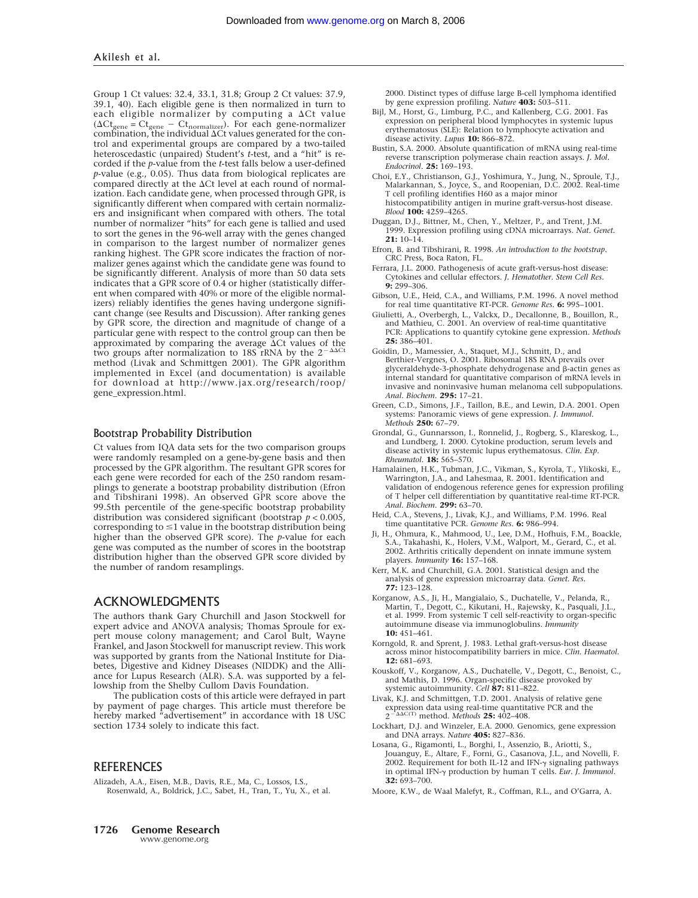Group 1 Ct values: 32.4, 33.1, 31.8; Group 2 Ct values: 37.9, 39.1, 40). Each eligible gene is then normalized in turn to each eligible normalizer by computing a ΔCt value ($\Delta Ct_{gene} = Ct_{gene} - Ct_{normalizer}$). For each gene-normalizer combination, the individual ΔCt values generated for the control and experimental groups are compared by a two-tailed heteroscedastic (unpaired) Student's *t*-test, and a "hit" is recorded if the *p*-value from the *t*-test falls below a user-defined *p*-value (e.g., 0.05). Thus data from biological replicates are compared directly at the ΔCt level at each round of normalization. Each candidate gene, when processed through GPR, is significantly different when compared with certain normalizers and insignificant when compared with others. The total number of normalizer "hits" for each gene is tallied and used to sort the genes in the 96-well array with the genes changed in comparison to the largest number of normalizer genes ranking highest. The GPR score indicates the fraction of normalizer genes against which the candidate gene was found to be significantly different. Analysis of more than 50 data sets indicates that a GPR score of 0.4 or higher (statistically different when compared with 40% or more of the eligible normalizers) reliably identifies the genes having undergone significant change (see Results and Discussion). After ranking genes by GPR score, the direction and magnitude of change of a particular gene with respect to the control group can then be approximated by comparing the average ΔCt values of the two groups after normalization to 18S rRNA by the $2^{-\Delta\Delta Ct}$ method (Livak and Schmittgen 2001). The GPR algorithm implemented in Excel (and documentation) is available for download at http://www.jax.org/research/roop/gene_expression.html.

### Bootstrap Probability Distribution

Ct values from IQA data sets for the two comparison groups were randomly resampled on a gene-by-gene basis and then processed by the GPR algorithm. The resultant GPR scores for each gene were recorded for each of the 250 random resamplings to generate a bootstrap probability distribution (Efron and Tibshirani 1998). An observed GPR score above the 99.5th percentile of the gene-specific bootstrap probability distribution was considered significant (bootstrap $p < 0.005$, corresponding to ≤1 value in the bootstrap distribution being higher than the observed GPR score). The *p*-value for each gene was computed as the number of scores in the bootstrap distribution higher than the observed GPR score divided by the number of random resamplings.

## ACKNOWLEDGMENTS

The authors thank Gary Churchill and Jason Stockwell for expert advice and ANOVA analysis; Thomas Sproule for expert mouse colony management; and Carol Bult, Wayne Frankel, and Jason Stockwell for manuscript review. This work was supported by grants from the National Institute for Diabetes, Digestive and Kidney Diseases (NIDDK) and the Alliance for Lupus Research (ALR). S.A. was supported by a fellowship from the Shelby Cullom Davis Foundation.

The publication costs of this article were defrayed in part by payment of page charges. This article must therefore be hereby marked "advertisement" in accordance with 18 USC section 1734 solely to indicate this fact.

## REFERENCES

Alizadeh, A.A., Eisen, M.B., Davis, R.E., Ma, C., Lossos, I.S., Rosenwald, A., Boldrick, J.C., Sabet, H., Tran, T., Yu, X., et al. 2000. Distinct types of diffuse large B-cell lymphoma identified by gene expression profiling. *Nature* **403:** 503–511.

Bijl, M., Horst, G., Limburg, P.C., and Kallenberg, C.G. 2001. Fas expression on peripheral blood lymphocytes in systemic lupus erythematosus (SLE): Relation to lymphocyte activation and disease activity. *Lupus* **10:** 866–872.

Bustin, S.A. 2000. Absolute quantification of mRNA using real-time reverse transcription polymerase chain reaction assays. *J. Mol. Endocrinol.* **25:** 169–193.

Choi, E.Y., Christianson, G.J., Yoshimura, Y., Jung, N., Sproule, T.J., Malarkannan, S., Joyce, S., and Roopenian, D.C. 2002. Real-time T cell profiling identifies H60 as a major minor histocompatibility antigen in murine graft-versus-host disease. *Blood* **100:** 4259–4265.

Duggan, D.J., Bittner, M., Chen, Y., Meltzer, P., and Trent, J.M. 1999. Expression profiling using cDNA microarrays. *Nat. Genet.* **21:** 10–14.

Efron, B. and Tibshirani, R. 1998. *An introduction to the bootstrap*. CRC Press, Boca Raton, FL.

Ferrara, J.L. 2000. Pathogenesis of acute graft-versus-host disease: Cytokines and cellular effectors. *J. Hematother. Stem Cell Res.* **9:** 299–306.

Gibson, U.E., Heid, C.A., and Williams, P.M. 1996. A novel method for real time quantitative RT-PCR. *Genome Res.* **6:** 995–1001.

Giulietti, A., Overbergh, L., Valckx, D., Decallonne, B., Bouillon, R., and Mathieu, C. 2001. An overview of real-time quantitative PCR: Applications to quantify cytokine gene expression. *Methods* **25:** 386–401.

Goidin, D., Mamessier, A., Staquet, M.J., Schmitt, D., and Berthier-Vergnes, O. 2001. Ribosomal 18S RNA prevails over glyceraldehyde-3-phosphate dehydrogenase and β-actin genes as internal standard for quantitative comparison of mRNA levels in invasive and noninvasive human melanoma cell subpopulations. *Anal. Biochem.* **295:** 17–21.

Green, C.D., Simons, J.F., Taillon, B.E., and Lewin, D.A. 2001. Open systems: Panoramic views of gene expression. *J. Immunol. Methods* **250:** 67–79.

Grondal, G., Gunnarsson, I., Ronnelid, J., Rogberg, S., Klareskog, L., and Lundberg, I. 2000. Cytokine production, serum levels and disease activity in systemic lupus erythematosus. *Clin. Exp. Rheumatol.* **18:** 565–570.

Hamalainen, H.K., Tubman, J.C., Vikman, S., Kyrola, T., Ylikoski, E., Warrington, J.A., and Lahesmaa, R. 2001. Identification and validation of endogenous reference genes for expression profiling of T helper cell differentiation by quantitative real-time RT-PCR. *Anal. Biochem.* **299:** 63–70.

Heid, C.A., Stevens, J., Livak, K.J., and Williams, P.M. 1996. Real time quantitative PCR. *Genome Res.* **6:** 986–994.

Ji, H., Ohmura, K., Mahmood, U., Lee, D.M., Hofhuis, F.M., Boackle, S.A., Takahashi, K., Holers, V.M., Walport, M., Gerard, C., et al. 2002. Arthritis critically dependent on innate immune system players. *Immunity* **16:** 157–168.

Kerr, M.K. and Churchill, G.A. 2001. Statistical design and the analysis of gene expression microarray data. *Genet. Res.* **77:** 123–128.

Korganow, A.S., Ji, H., Mangialaio, S., Duchatelle, V., Pelanda, R., Martin, T., Degott, C., Kikutani, H., Rajewsky, K., Pasquali, J.L., et al. 1999. From systemic T cell self-reactivity to organ-specific autoimmune disease via immunoglobulins. *Immunity* **10:** 451–461.

Korngold, R. and Sprent, J. 1983. Lethal graft-versus-host disease across minor histocompatibility barriers in mice. *Clin. Haematol.* **12:** 681–693.

Kouskoff, V., Korganow, A.S., Duchatelle, V., Degott, C., Benoist, C., and Mathis, D. 1996. Organ-specific disease provoked by systemic autoimmunity. *Cell* **87:** 811–822.

Livak, K.J. and Schmittgen, T.D. 2001. Analysis of relative gene expression data using real-time quantitative PCR and the $2^{-\Delta\Delta C(T)}$ method. *Methods* **25:** 402–408.

Lockhart, D.J. and Winzeler, E.A. 2000. Genomics, gene expression and DNA arrays. *Nature* **405:** 827–836.

Losana, G., Rigamonti, L., Borghi, I., Assenzio, B., Ariotti, S., Jouanguy, E., Altare, F., Forni, G., Casanova, J.L., and Novelli, F. 2002. Requirement for both IL-12 and IFN-γ signaling pathways in optimal IFN-γ production by human T cells. *Eur. J. Immunol.* **32:** 693–700.

Moore, K.W., de Waal Malefyt, R., Coffman, R.L., and O'Garra, A.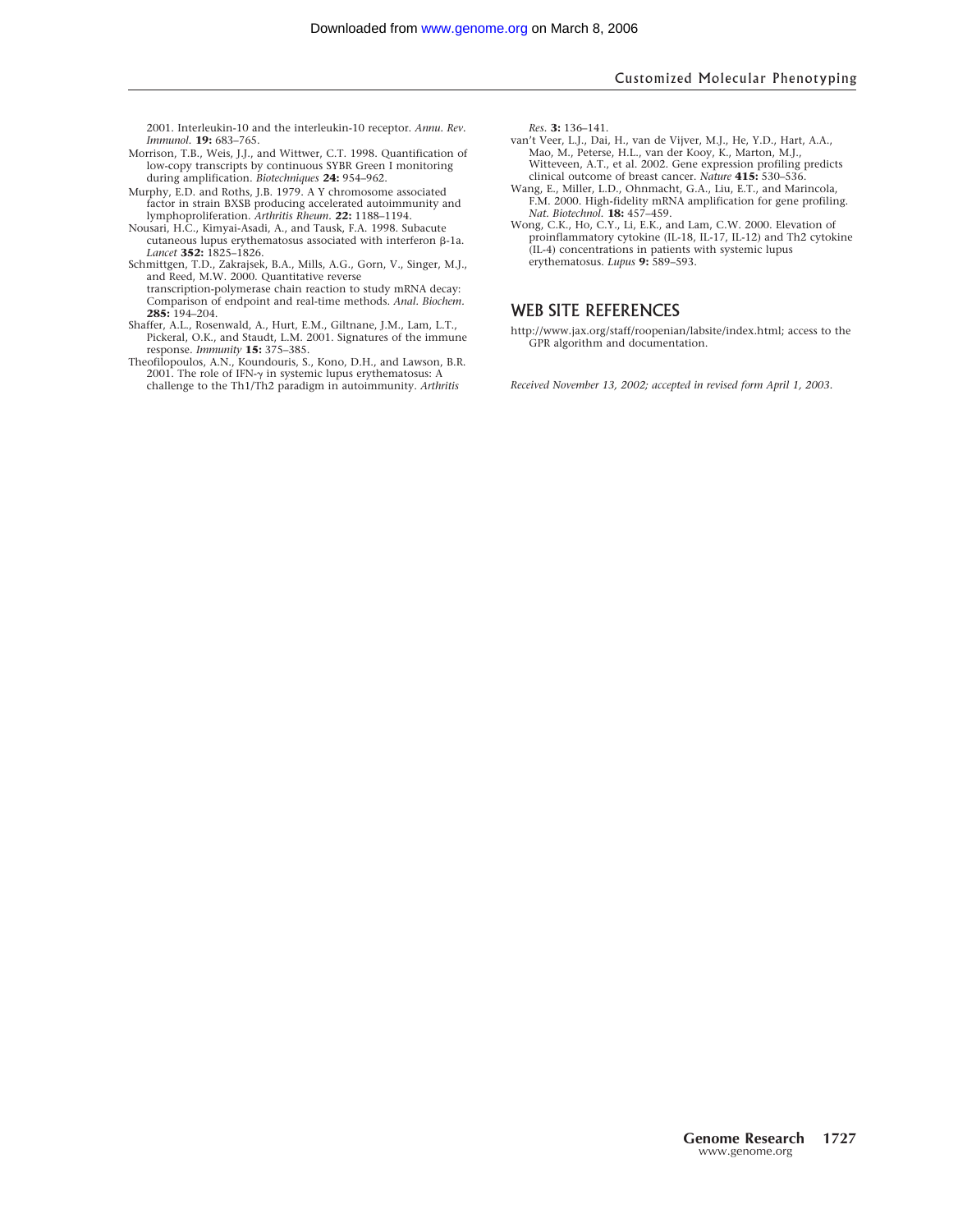2001. Interleukin-10 and the interleukin-10 receptor. *Annu. Rev. Immunol.* **19:** 683–765.

Morrison, T.B., Weis, J.J., and Wittwer, C.T. 1998. Quantification of low-copy transcripts by continuous SYBR Green I monitoring during amplification. *Biotechniques* **24:** 954–962.

Murphy, E.D. and Roths, J.B. 1979. A Y chromosome associated factor in strain BXSB producing accelerated autoimmunity and lymphoproliferation. *Arthritis Rheum.* **22:** 1188–1194.

Nousari, H.C., Kimyai-Asadi, A., and Tausk, F.A. 1998. Subacute cutaneous lupus erythematosus associated with interferon β-1a. *Lancet* **352:** 1825–1826.

Schmittgen, T.D., Zakrajsek, B.A., Mills, A.G., Gorn, V., Singer, M.J., and Reed, M.W. 2000. Quantitative reverse transcription-polymerase chain reaction to study mRNA decay: Comparison of endpoint and real-time methods. *Anal. Biochem.* **285:** 194–204.

Shaffer, A.L., Rosenwald, A., Hurt, E.M., Giltnane, J.M., Lam, L.T., Pickeral, O.K., and Staudt, L.M. 2001. Signatures of the immune response. *Immunity* **15:** 375–385.

Theofilopoulos, A.N., Koundouris, S., Kono, D.H., and Lawson, B.R. 2001. The role of IFN-γ in systemic lupus erythematosus: A challenge to the Th1/Th2 paradigm in autoimmunity. *Arthritis Res.* **3:** 136–141.

van't Veer, L.J., Dai, H., van de Vijver, M.J., He, Y.D., Hart, A.A., Mao, M., Peterse, H.L., van der Kooy, K., Marton, M.J., Witteveen, A.T., et al. 2002. Gene expression profiling predicts clinical outcome of breast cancer. *Nature* **415:** 530–536.

Wang, E., Miller, L.D., Ohnmacht, G.A., Liu, E.T., and Marincola, F.M. 2000. High-fidelity mRNA amplification for gene profiling. *Nat. Biotechnol.* **18:** 457–459.

Wong, C.K., Ho, C.Y., Li, E.K., and Lam, C.W. 2000. Elevation of proinflammatory cytokine (IL-18, IL-17, IL-12) and Th2 cytokine (IL-4) concentrations in patients with systemic lupus erythematosus. *Lupus* **9:** 589–593.

## WEB SITE REFERENCES

http://www.jax.org/staff/roopenian/labsite/index.html; access to the GPR algorithm and documentation.

*Received November 13, 2002; accepted in revised form April 1, 2003.*